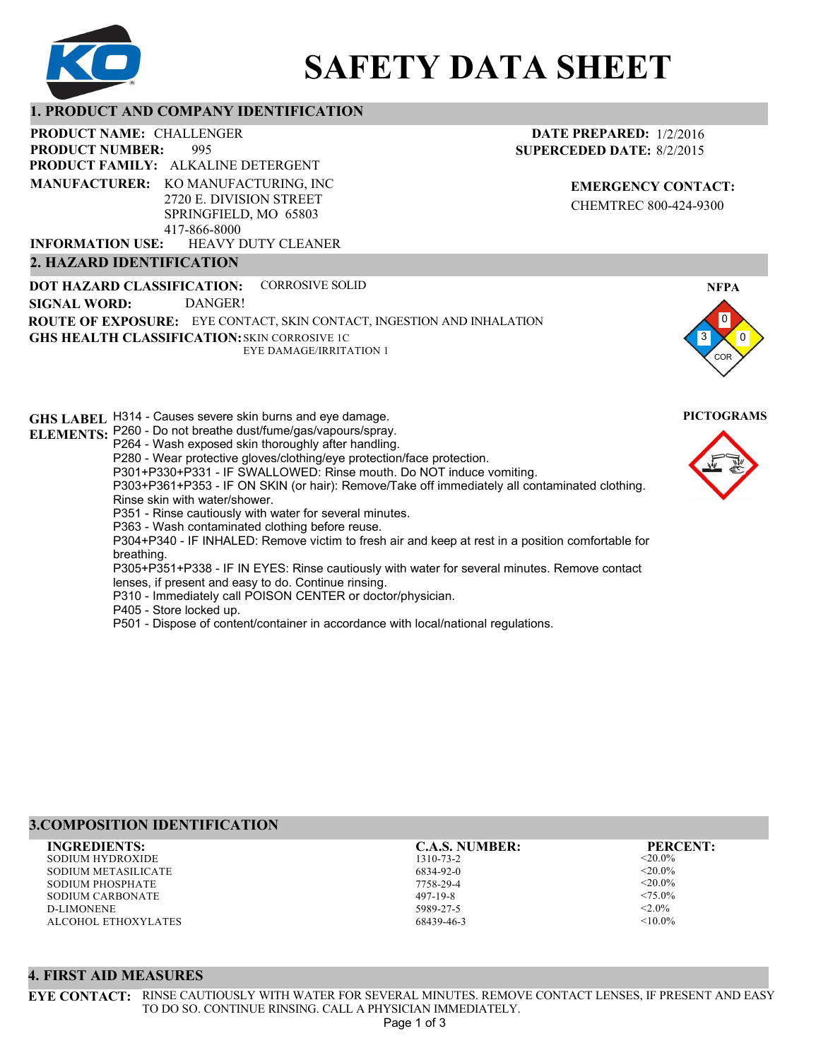# SAFETY DATA SHEET

## 1. PRODUCT AND COMPANY IDENTIFICATION

**PRODUCT NAME:** CHALLENGER
**PRODUCT NUMBER:** 995
**PRODUCT FAMILY:** ALKALINE DETERGENT
**MANUFACTURER:** KO MANUFACTURING, INC
2720 E. DIVISION STREET
SPRINGFIELD, MO 65803
417-866-8000
**INFORMATION USE:** HEAVY DUTY CLEANER

**DATE PREPARED:** 1/2/2016
**SUPERCEDED DATE:** 8/2/2015

**EMERGENCY CONTACT:**
CHEMTREC 800-424-9300

## 2. HAZARD IDENTIFICATION

**DOT HAZARD CLASSIFICATION:** CORROSIVE SOLID
**SIGNAL WORD:** DANGER!
**ROUTE OF EXPOSURE:** EYE CONTACT, SKIN CONTACT, INGESTION AND INHALATION
**GHS HEALTH CLASSIFICATION:** SKIN CORROSIVE 1C
EYE DAMAGE/IRRITATION 1

**NFPA**

Health: 3, Flammability: 0, Reactivity: 0, Special: COR

**PICTOGRAMS**

**GHS LABEL ELEMENTS:**
H314 - Causes severe skin burns and eye damage.
P260 - Do not breathe dust/fume/gas/vapours/spray.
P264 - Wash exposed skin thoroughly after handling.
P280 - Wear protective gloves/clothing/eye protection/face protection.
P301+P330+P331 - IF SWALLOWED: Rinse mouth. Do NOT induce vomiting.
P303+P361+P353 - IF ON SKIN (or hair): Remove/Take off immediately all contaminated clothing. Rinse skin with water/shower.
P351 - Rinse cautiously with water for several minutes.
P363 - Wash contaminated clothing before reuse.
P304+P340 - IF INHALED: Remove victim to fresh air and keep at rest in a position comfortable for breathing.
P305+P351+P338 - IF IN EYES: Rinse cautiously with water for several minutes. Remove contact lenses, if present and easy to do. Continue rinsing.
P310 - Immediately call POISON CENTER or doctor/physician.
P405 - Store locked up.
P501 - Dispose of content/container in accordance with local/national regulations.

## 3.COMPOSITION IDENTIFICATION

| INGREDIENTS: | C.A.S. NUMBER: | PERCENT: |
|---|---|---|
| SODIUM HYDROXIDE | 1310-73-2 | <20.0% |
| SODIUM METASILICATE | 6834-92-0 | <20.0% |
| SODIUM PHOSPHATE | 7758-29-4 | <20.0% |
| SODIUM CARBONATE | 497-19-8 | <75.0% |
| D-LIMONENE | 5989-27-5 | <2.0% |
| ALCOHOL ETHOXYLATES | 68439-46-3 | <10.0% |

## 4. FIRST AID MEASURES

**EYE CONTACT:** RINSE CAUTIOUSLY WITH WATER FOR SEVERAL MINUTES. REMOVE CONTACT LENSES, IF PRESENT AND EASY TO DO SO. CONTINUE RINSING. CALL A PHYSICIAN IMMEDIATELY.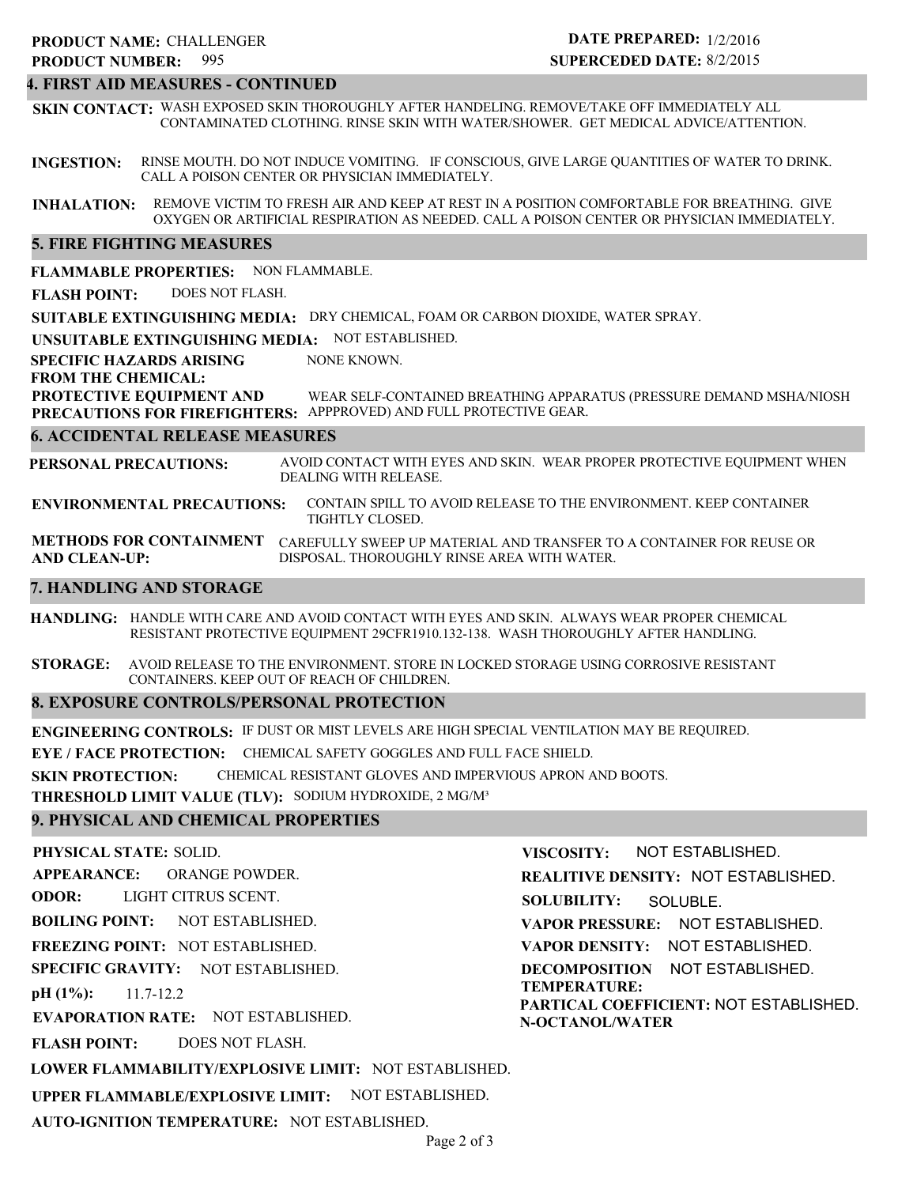**PRODUCT NAME:** CHALLENGER
**PRODUCT NUMBER:** 995

**DATE PREPARED:** 1/2/2016
**SUPERCEDED DATE:** 8/2/2015

## 4. FIRST AID MEASURES - CONTINUED

**SKIN CONTACT:** WASH EXPOSED SKIN THOROUGHLY AFTER HANDELING. REMOVE/TAKE OFF IMMEDIATELY ALL CONTAMINATED CLOTHING. RINSE SKIN WITH WATER/SHOWER. GET MEDICAL ADVICE/ATTENTION.

**INGESTION:** RINSE MOUTH. DO NOT INDUCE VOMITING. IF CONSCIOUS, GIVE LARGE QUANTITIES OF WATER TO DRINK. CALL A POISON CENTER OR PHYSICIAN IMMEDIATELY.

**INHALATION:** REMOVE VICTIM TO FRESH AIR AND KEEP AT REST IN A POSITION COMFORTABLE FOR BREATHING. GIVE OXYGEN OR ARTIFICIAL RESPIRATION AS NEEDED. CALL A POISON CENTER OR PHYSICIAN IMMEDIATELY.

## 5. FIRE FIGHTING MEASURES

**FLAMMABLE PROPERTIES:** NON FLAMMABLE.

**FLASH POINT:** DOES NOT FLASH.

**SUITABLE EXTINGUISHING MEDIA:** DRY CHEMICAL, FOAM OR CARBON DIOXIDE, WATER SPRAY.

**UNSUITABLE EXTINGUISHING MEDIA:** NOT ESTABLISHED.

**SPECIFIC HAZARDS ARISING FROM THE CHEMICAL:** NONE KNOWN.

**PROTECTIVE EQUIPMENT AND PRECAUTIONS FOR FIREFIGHTERS:** WEAR SELF-CONTAINED BREATHING APPARATUS (PRESSURE DEMAND MSHA/NIOSH APPPROVED) AND FULL PROTECTIVE GEAR.

## 6. ACCIDENTAL RELEASE MEASURES

**PERSONAL PRECAUTIONS:** AVOID CONTACT WITH EYES AND SKIN. WEAR PROPER PROTECTIVE EQUIPMENT WHEN DEALING WITH RELEASE.

**ENVIRONMENTAL PRECAUTIONS:** CONTAIN SPILL TO AVOID RELEASE TO THE ENVIRONMENT. KEEP CONTAINER TIGHTLY CLOSED.

**METHODS FOR CONTAINMENT AND CLEAN-UP:** CAREFULLY SWEEP UP MATERIAL AND TRANSFER TO A CONTAINER FOR REUSE OR DISPOSAL. THOROUGHLY RINSE AREA WITH WATER.

## 7. HANDLING AND STORAGE

**HANDLING:** HANDLE WITH CARE AND AVOID CONTACT WITH EYES AND SKIN. ALWAYS WEAR PROPER CHEMICAL RESISTANT PROTECTIVE EQUIPMENT 29CFR1910.132-138. WASH THOROUGHLY AFTER HANDLING.

**STORAGE:** AVOID RELEASE TO THE ENVIRONMENT. STORE IN LOCKED STORAGE USING CORROSIVE RESISTANT CONTAINERS. KEEP OUT OF REACH OF CHILDREN.

## 8. EXPOSURE CONTROLS/PERSONAL PROTECTION

**ENGINEERING CONTROLS:** IF DUST OR MIST LEVELS ARE HIGH SPECIAL VENTILATION MAY BE REQUIRED.

**EYE / FACE PROTECTION:** CHEMICAL SAFETY GOGGLES AND FULL FACE SHIELD.

**SKIN PROTECTION:** CHEMICAL RESISTANT GLOVES AND IMPERVIOUS APRON AND BOOTS.

**THRESHOLD LIMIT VALUE (TLV):** SODIUM HYDROXIDE, 2 MG/M³

## 9. PHYSICAL AND CHEMICAL PROPERTIES

**PHYSICAL STATE:** SOLID.

**APPEARANCE:** ORANGE POWDER.

**ODOR:** LIGHT CITRUS SCENT.

**BOILING POINT:** NOT ESTABLISHED.

**FREEZING POINT:** NOT ESTABLISHED.

**SPECIFIC GRAVITY:** NOT ESTABLISHED.

**pH (1%):** 11.7-12.2

**EVAPORATION RATE:** NOT ESTABLISHED.

**FLASH POINT:** DOES NOT FLASH.

**LOWER FLAMMABILITY/EXPLOSIVE LIMIT:** NOT ESTABLISHED.

**UPPER FLAMMABLE/EXPLOSIVE LIMIT:** NOT ESTABLISHED.

**AUTO-IGNITION TEMPERATURE:** NOT ESTABLISHED.

**VISCOSITY:** NOT ESTABLISHED.

**REALITIVE DENSITY:** NOT ESTABLISHED.

**SOLUBILITY:** SOLUBLE.

**VAPOR PRESSURE:** NOT ESTABLISHED.

**VAPOR DENSITY:** NOT ESTABLISHED.

**DECOMPOSITION TEMPERATURE:** NOT ESTABLISHED.

**PARTICAL COEFFICIENT: N-OCTANOL/WATER** NOT ESTABLISHED.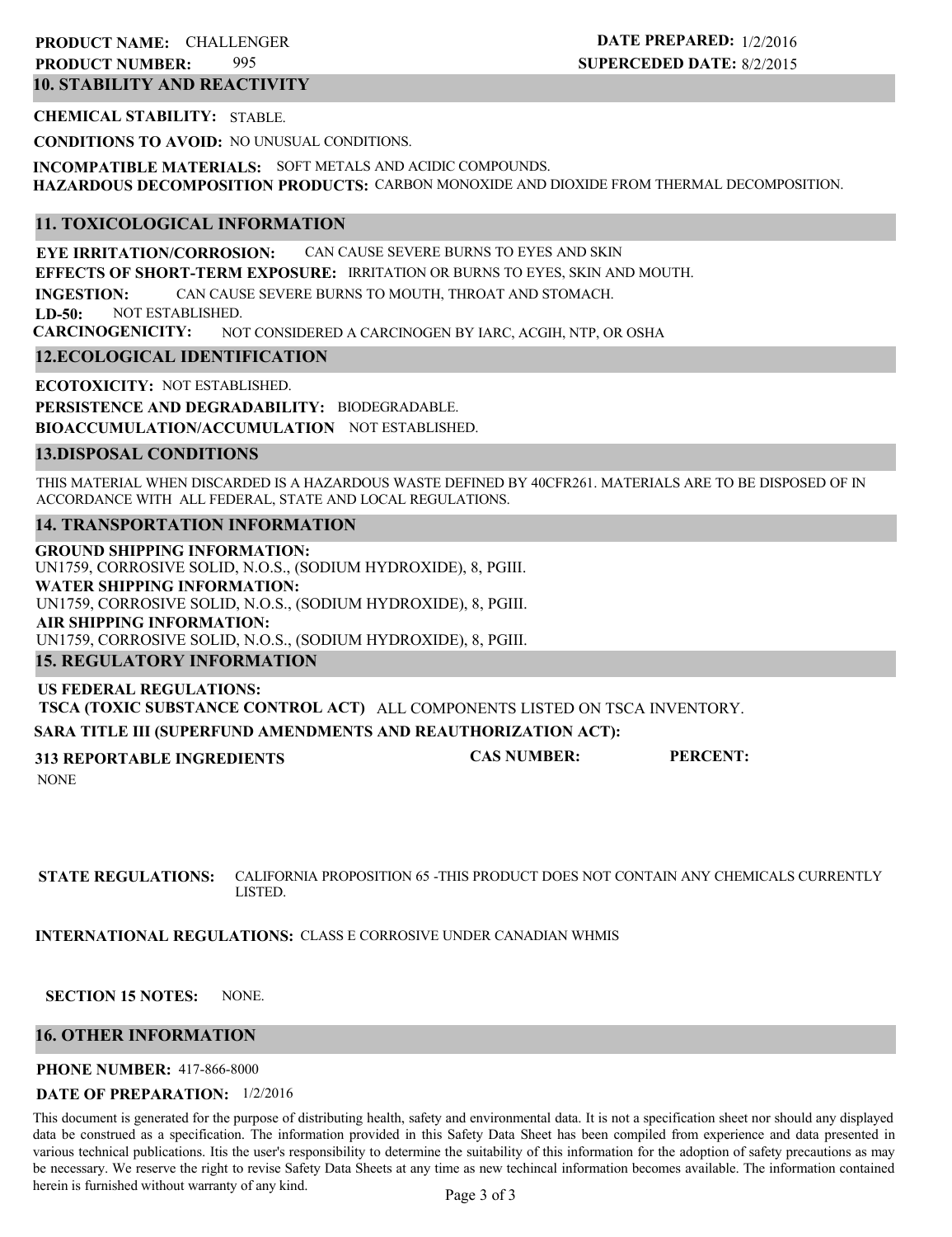**PRODUCT NAME:** CHALLENGER
**PRODUCT NUMBER:** 995

**DATE PREPARED:** 1/2/2016
**SUPERCEDED DATE:** 8/2/2015

## 10. STABILITY AND REACTIVITY

**CHEMICAL STABILITY:** STABLE.

**CONDITIONS TO AVOID:** NO UNUSUAL CONDITIONS.

**INCOMPATIBLE MATERIALS:** SOFT METALS AND ACIDIC COMPOUNDS.

**HAZARDOUS DECOMPOSITION PRODUCTS:** CARBON MONOXIDE AND DIOXIDE FROM THERMAL DECOMPOSITION.

## 11. TOXICOLOGICAL INFORMATION

**EYE IRRITATION/CORROSION:** CAN CAUSE SEVERE BURNS TO EYES AND SKIN

**EFFECTS OF SHORT-TERM EXPOSURE:** IRRITATION OR BURNS TO EYES, SKIN AND MOUTH.

**INGESTION:** CAN CAUSE SEVERE BURNS TO MOUTH, THROAT AND STOMACH.

**LD-50:** NOT ESTABLISHED.

**CARCINOGENICITY:** NOT CONSIDERED A CARCINOGEN BY IARC, ACGIH, NTP, OR OSHA

## 12.ECOLOGICAL IDENTIFICATION

**ECOTOXICITY:** NOT ESTABLISHED.

**PERSISTENCE AND DEGRADABILITY:** BIODEGRADABLE.

**BIOACCUMULATION/ACCUMULATION** NOT ESTABLISHED.

## 13.DISPOSAL CONDITIONS

THIS MATERIAL WHEN DISCARDED IS A HAZARDOUS WASTE DEFINED BY 40CFR261. MATERIALS ARE TO BE DISPOSED OF IN ACCORDANCE WITH ALL FEDERAL, STATE AND LOCAL REGULATIONS.

## 14. TRANSPORTATION INFORMATION

**GROUND SHIPPING INFORMATION:**
UN1759, CORROSIVE SOLID, N.O.S., (SODIUM HYDROXIDE), 8, PGIII.

**WATER SHIPPING INFORMATION:**
UN1759, CORROSIVE SOLID, N.O.S., (SODIUM HYDROXIDE), 8, PGIII.

**AIR SHIPPING INFORMATION:**
UN1759, CORROSIVE SOLID, N.O.S., (SODIUM HYDROXIDE), 8, PGIII.

## 15. REGULATORY INFORMATION

**US FEDERAL REGULATIONS:**

**TSCA (TOXIC SUBSTANCE CONTROL ACT)** ALL COMPONENTS LISTED ON TSCA INVENTORY.

**SARA TITLE III (SUPERFUND AMENDMENTS AND REAUTHORIZATION ACT):**

| 313 REPORTABLE INGREDIENTS | CAS NUMBER: | PERCENT: |
| --- | --- | --- |
| NONE | | |

**STATE REGULATIONS:** CALIFORNIA PROPOSITION 65 -THIS PRODUCT DOES NOT CONTAIN ANY CHEMICALS CURRENTLY LISTED.

**INTERNATIONAL REGULATIONS:** CLASS E CORROSIVE UNDER CANADIAN WHMIS

**SECTION 15 NOTES:** NONE.

## 16. OTHER INFORMATION

**PHONE NUMBER:** 417-866-8000

**DATE OF PREPARATION:** 1/2/2016

This document is generated for the purpose of distributing health, safety and environmental data. It is not a specification sheet nor should any displayed data be construed as a specification. The information provided in this Safety Data Sheet has been compiled from experience and data presented in various technical publications. Itis the user's responsibility to determine the suitability of this information for the adoption of safety precautions as may be necessary. We reserve the right to revise Safety Data Sheets at any time as new techincal information becomes available. The information contained herein is furnished without warranty of any kind.